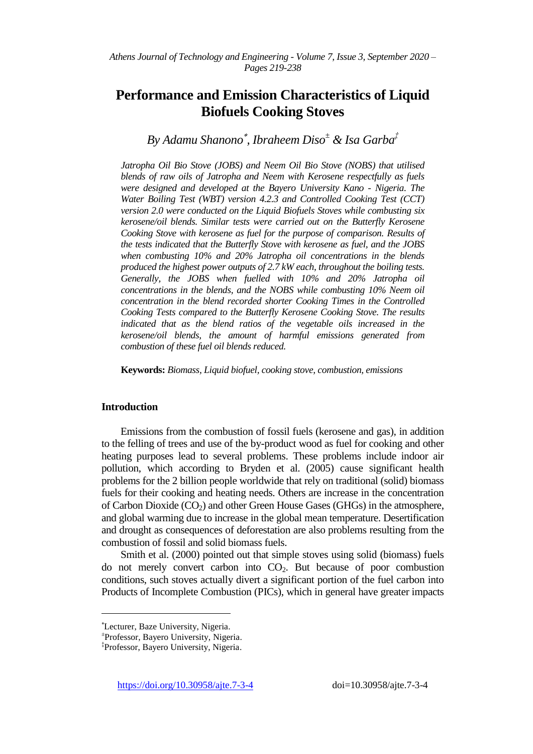# Performance and Emission Characteristics of Liquid Biofuels Cooking Stoves

*By Adamu Shanono[*], Ibraheem Diso[±] & Isa Garba[‡]*

*Jatropha Oil Bio Stove (JOBS) and Neem Oil Bio Stove (NOBS) that utilised blends of raw oils of Jatropha and Neem with Kerosene respectfully as fuels were designed and developed at the Bayero University Kano - Nigeria. The Water Boiling Test (WBT) version 4.2.3 and Controlled Cooking Test (CCT) version 2.0 were conducted on the Liquid Biofuels Stoves while combusting six kerosene/oil blends. Similar tests were carried out on the Butterfly Kerosene Cooking Stove with kerosene as fuel for the purpose of comparison. Results of the tests indicated that the Butterfly Stove with kerosene as fuel, and the JOBS when combusting 10% and 20% Jatropha oil concentrations in the blends produced the highest power outputs of 2.7 kW each, throughout the boiling tests. Generally, the JOBS when fuelled with 10% and 20% Jatropha oil concentrations in the blends, and the NOBS while combusting 10% Neem oil concentration in the blend recorded shorter Cooking Times in the Controlled Cooking Tests compared to the Butterfly Kerosene Cooking Stove. The results indicated that as the blend ratios of the vegetable oils increased in the kerosene/oil blends, the amount of harmful emissions generated from combustion of these fuel oil blends reduced.*

**Keywords:** *Biomass, Liquid biofuel, cooking stove, combustion, emissions*

## Introduction

Emissions from the combustion of fossil fuels (kerosene and gas), in addition to the felling of trees and use of the by-product wood as fuel for cooking and other heating purposes lead to several problems. These problems include indoor air pollution, which according to Bryden et al. (2005) cause significant health problems for the 2 billion people worldwide that rely on traditional (solid) biomass fuels for their cooking and heating needs. Others are increase in the concentration of Carbon Dioxide ($CO_2$) and other Green House Gases (GHGs) in the atmosphere, and global warming due to increase in the global mean temperature. Desertification and drought as consequences of deforestation are also problems resulting from the combustion of fossil and solid biomass fuels.

Smith et al. (2000) pointed out that simple stoves using solid (biomass) fuels do not merely convert carbon into $CO_2$. But because of poor combustion conditions, such stoves actually divert a significant portion of the fuel carbon into Products of Incomplete Combustion (PICs), which in general have greater impacts

---

[*] Lecturer, Baze University, Nigeria.

[±] Professor, Bayero University, Nigeria.

[‡] Professor, Bayero University, Nigeria.

https://doi.org/10.30958/ajte.7-3-4 doi=10.30958/ajte.7-3-4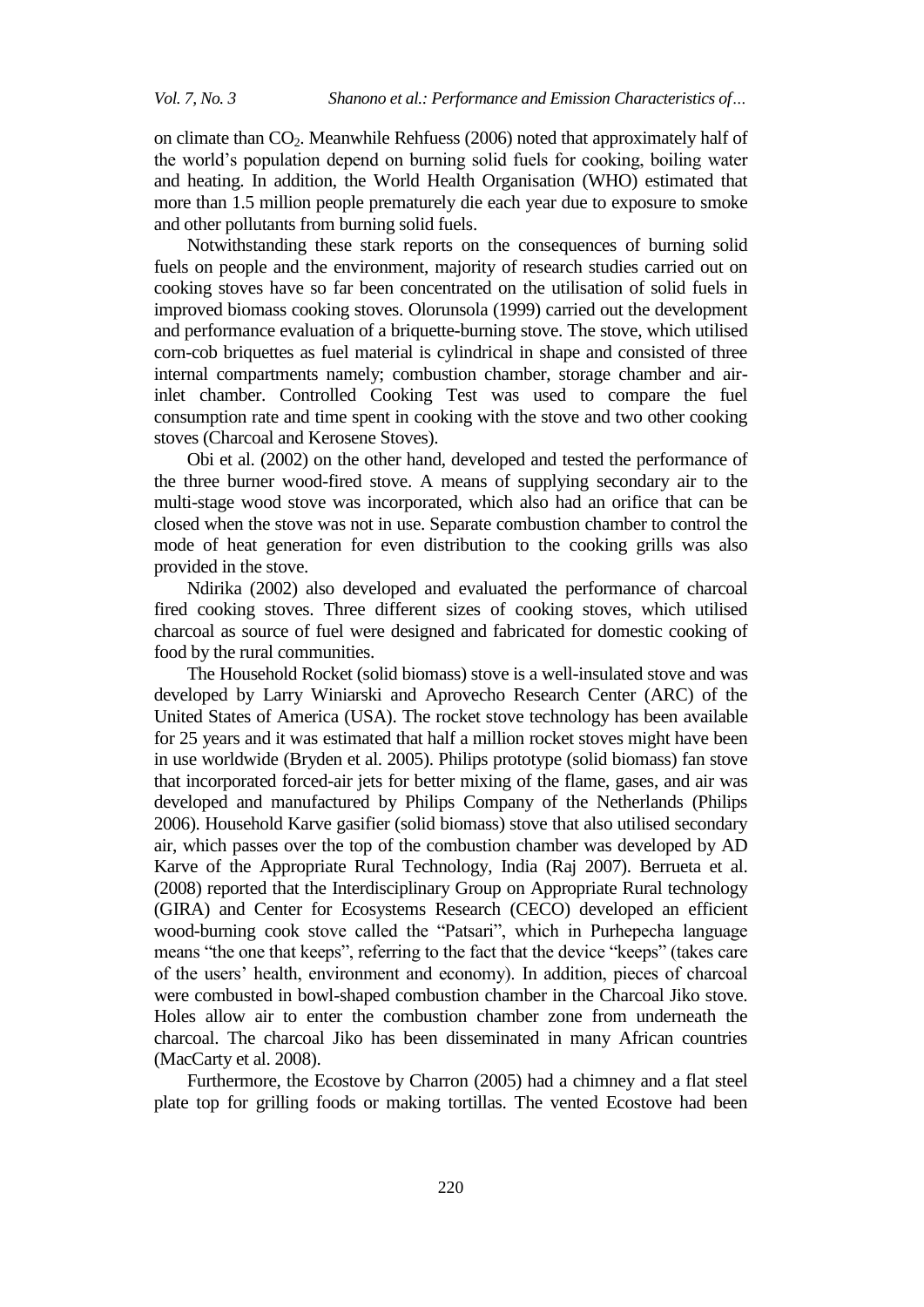on climate than $CO_2$. Meanwhile Rehfuess (2006) noted that approximately half of the world's population depend on burning solid fuels for cooking, boiling water and heating. In addition, the World Health Organisation (WHO) estimated that more than 1.5 million people prematurely die each year due to exposure to smoke and other pollutants from burning solid fuels.

Notwithstanding these stark reports on the consequences of burning solid fuels on people and the environment, majority of research studies carried out on cooking stoves have so far been concentrated on the utilisation of solid fuels in improved biomass cooking stoves. Olorunsola (1999) carried out the development and performance evaluation of a briquette-burning stove. The stove, which utilised corn-cob briquettes as fuel material is cylindrical in shape and consisted of three internal compartments namely; combustion chamber, storage chamber and air-inlet chamber. Controlled Cooking Test was used to compare the fuel consumption rate and time spent in cooking with the stove and two other cooking stoves (Charcoal and Kerosene Stoves).

Obi et al. (2002) on the other hand, developed and tested the performance of the three burner wood-fired stove. A means of supplying secondary air to the multi-stage wood stove was incorporated, which also had an orifice that can be closed when the stove was not in use. Separate combustion chamber to control the mode of heat generation for even distribution to the cooking grills was also provided in the stove.

Ndirika (2002) also developed and evaluated the performance of charcoal fired cooking stoves. Three different sizes of cooking stoves, which utilised charcoal as source of fuel were designed and fabricated for domestic cooking of food by the rural communities.

The Household Rocket (solid biomass) stove is a well-insulated stove and was developed by Larry Winiarski and Aprovecho Research Center (ARC) of the United States of America (USA). The rocket stove technology has been available for 25 years and it was estimated that half a million rocket stoves might have been in use worldwide (Bryden et al. 2005). Philips prototype (solid biomass) fan stove that incorporated forced-air jets for better mixing of the flame, gases, and air was developed and manufactured by Philips Company of the Netherlands (Philips 2006). Household Karve gasifier (solid biomass) stove that also utilised secondary air, which passes over the top of the combustion chamber was developed by AD Karve of the Appropriate Rural Technology, India (Raj 2007). Berrueta et al. (2008) reported that the Interdisciplinary Group on Appropriate Rural technology (GIRA) and Center for Ecosystems Research (CECO) developed an efficient wood-burning cook stove called the "Patsari", which in Purhepecha language means "the one that keeps", referring to the fact that the device "keeps" (takes care of the users' health, environment and economy). In addition, pieces of charcoal were combusted in bowl-shaped combustion chamber in the Charcoal Jiko stove. Holes allow air to enter the combustion chamber zone from underneath the charcoal. The charcoal Jiko has been disseminated in many African countries (MacCarty et al. 2008).

Furthermore, the Ecostove by Charron (2005) had a chimney and a flat steel plate top for grilling foods or making tortillas. The vented Ecostove had been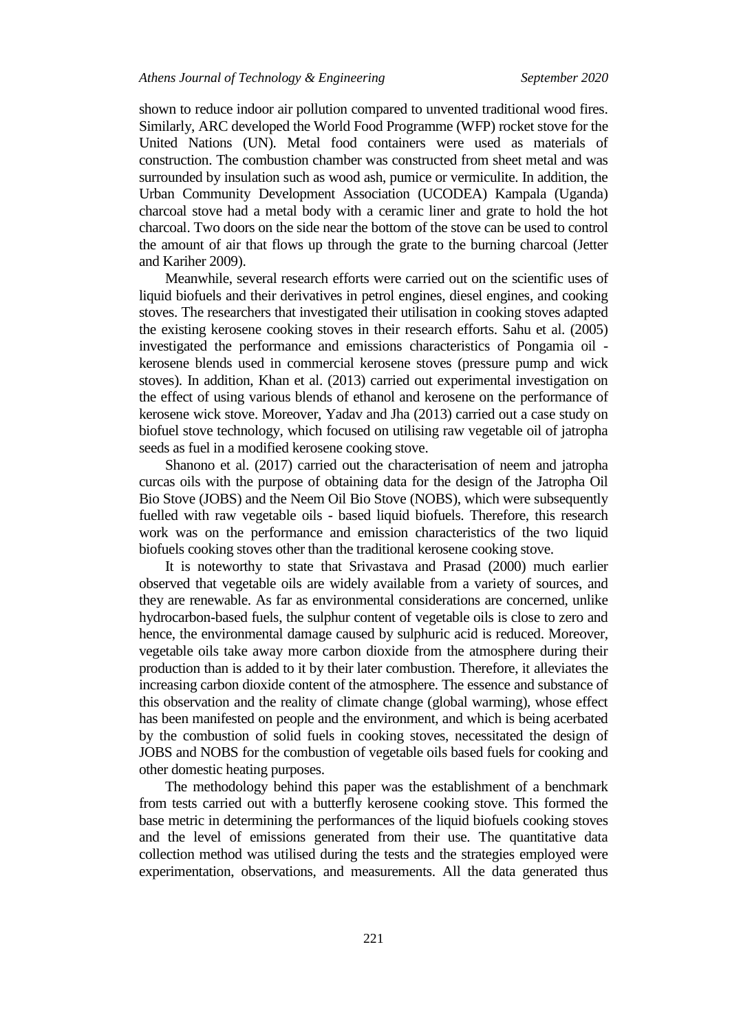shown to reduce indoor air pollution compared to unvented traditional wood fires. Similarly, ARC developed the World Food Programme (WFP) rocket stove for the United Nations (UN). Metal food containers were used as materials of construction. The combustion chamber was constructed from sheet metal and was surrounded by insulation such as wood ash, pumice or vermiculite. In addition, the Urban Community Development Association (UCODEA) Kampala (Uganda) charcoal stove had a metal body with a ceramic liner and grate to hold the hot charcoal. Two doors on the side near the bottom of the stove can be used to control the amount of air that flows up through the grate to the burning charcoal (Jetter and Kariher 2009).

Meanwhile, several research efforts were carried out on the scientific uses of liquid biofuels and their derivatives in petrol engines, diesel engines, and cooking stoves. The researchers that investigated their utilisation in cooking stoves adapted the existing kerosene cooking stoves in their research efforts. Sahu et al. (2005) investigated the performance and emissions characteristics of Pongamia oil - kerosene blends used in commercial kerosene stoves (pressure pump and wick stoves). In addition, Khan et al. (2013) carried out experimental investigation on the effect of using various blends of ethanol and kerosene on the performance of kerosene wick stove. Moreover, Yadav and Jha (2013) carried out a case study on biofuel stove technology, which focused on utilising raw vegetable oil of jatropha seeds as fuel in a modified kerosene cooking stove.

Shanono et al. (2017) carried out the characterisation of neem and jatropha curcas oils with the purpose of obtaining data for the design of the Jatropha Oil Bio Stove (JOBS) and the Neem Oil Bio Stove (NOBS), which were subsequently fuelled with raw vegetable oils - based liquid biofuels. Therefore, this research work was on the performance and emission characteristics of the two liquid biofuels cooking stoves other than the traditional kerosene cooking stove.

It is noteworthy to state that Srivastava and Prasad (2000) much earlier observed that vegetable oils are widely available from a variety of sources, and they are renewable. As far as environmental considerations are concerned, unlike hydrocarbon-based fuels, the sulphur content of vegetable oils is close to zero and hence, the environmental damage caused by sulphuric acid is reduced. Moreover, vegetable oils take away more carbon dioxide from the atmosphere during their production than is added to it by their later combustion. Therefore, it alleviates the increasing carbon dioxide content of the atmosphere. The essence and substance of this observation and the reality of climate change (global warming), whose effect has been manifested on people and the environment, and which is being acerbated by the combustion of solid fuels in cooking stoves, necessitated the design of JOBS and NOBS for the combustion of vegetable oils based fuels for cooking and other domestic heating purposes.

The methodology behind this paper was the establishment of a benchmark from tests carried out with a butterfly kerosene cooking stove. This formed the base metric in determining the performances of the liquid biofuels cooking stoves and the level of emissions generated from their use. The quantitative data collection method was utilised during the tests and the strategies employed were experimentation, observations, and measurements. All the data generated thus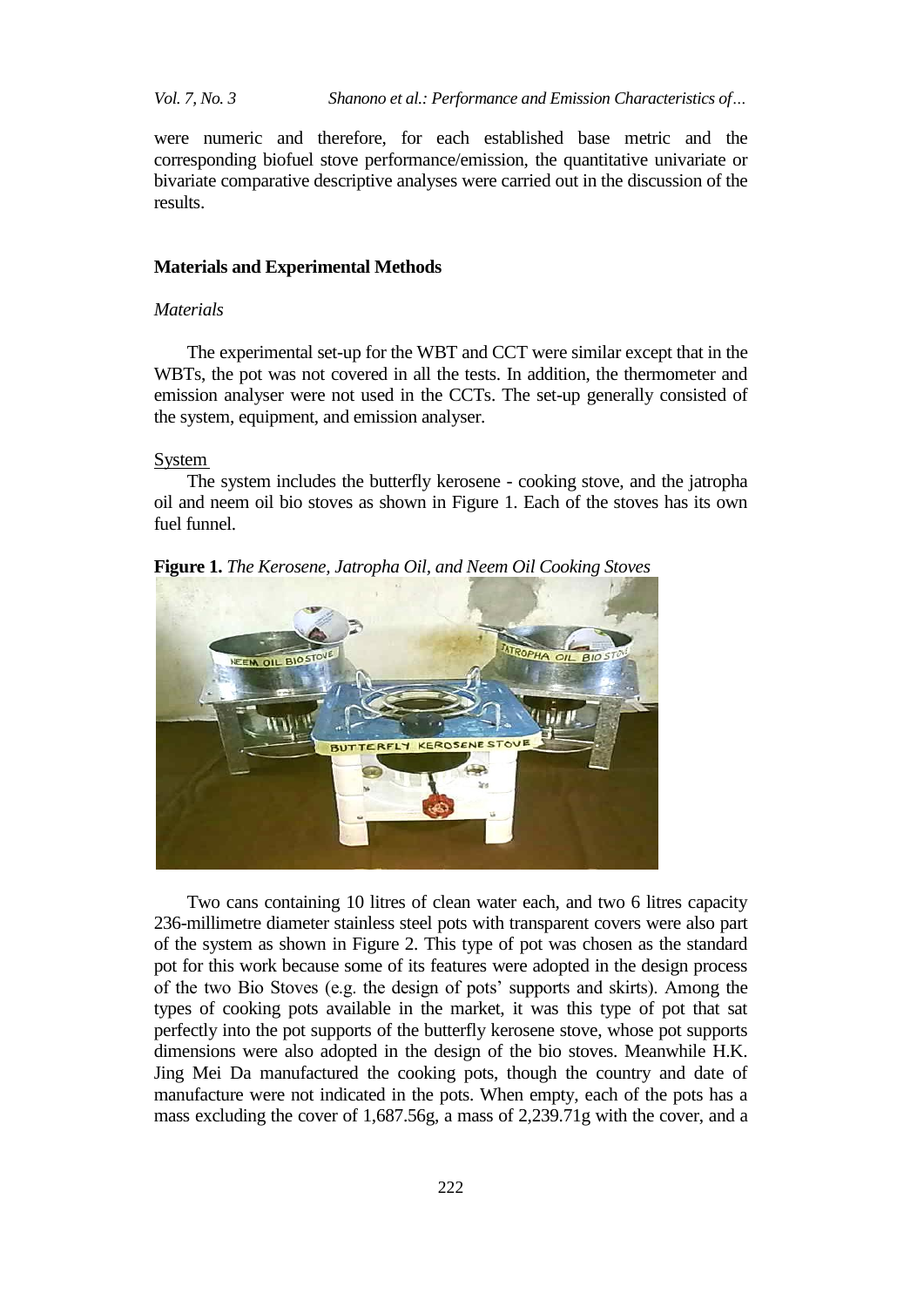were numeric and therefore, for each established base metric and the corresponding biofuel stove performance/emission, the quantitative univariate or bivariate comparative descriptive analyses were carried out in the discussion of the results.

## Materials and Experimental Methods

### *Materials*

The experimental set-up for the WBT and CCT were similar except that in the WBTs, the pot was not covered in all the tests. In addition, the thermometer and emission analyser were not used in the CCTs. The set-up generally consisted of the system, equipment, and emission analyser.

#### System

The system includes the butterfly kerosene - cooking stove, and the jatropha oil and neem oil bio stoves as shown in Figure 1. Each of the stoves has its own fuel funnel.

**Figure 1.** *The Kerosene, Jatropha Oil, and Neem Oil Cooking Stoves*

Two cans containing 10 litres of clean water each, and two 6 litres capacity 236-millimetre diameter stainless steel pots with transparent covers were also part of the system as shown in Figure 2. This type of pot was chosen as the standard pot for this work because some of its features were adopted in the design process of the two Bio Stoves (e.g. the design of pots' supports and skirts). Among the types of cooking pots available in the market, it was this type of pot that sat perfectly into the pot supports of the butterfly kerosene stove, whose pot supports dimensions were also adopted in the design of the bio stoves. Meanwhile H.K. Jing Mei Da manufactured the cooking pots, though the country and date of manufacture were not indicated in the pots. When empty, each of the pots has a mass excluding the cover of 1,687.56g, a mass of 2,239.71g with the cover, and a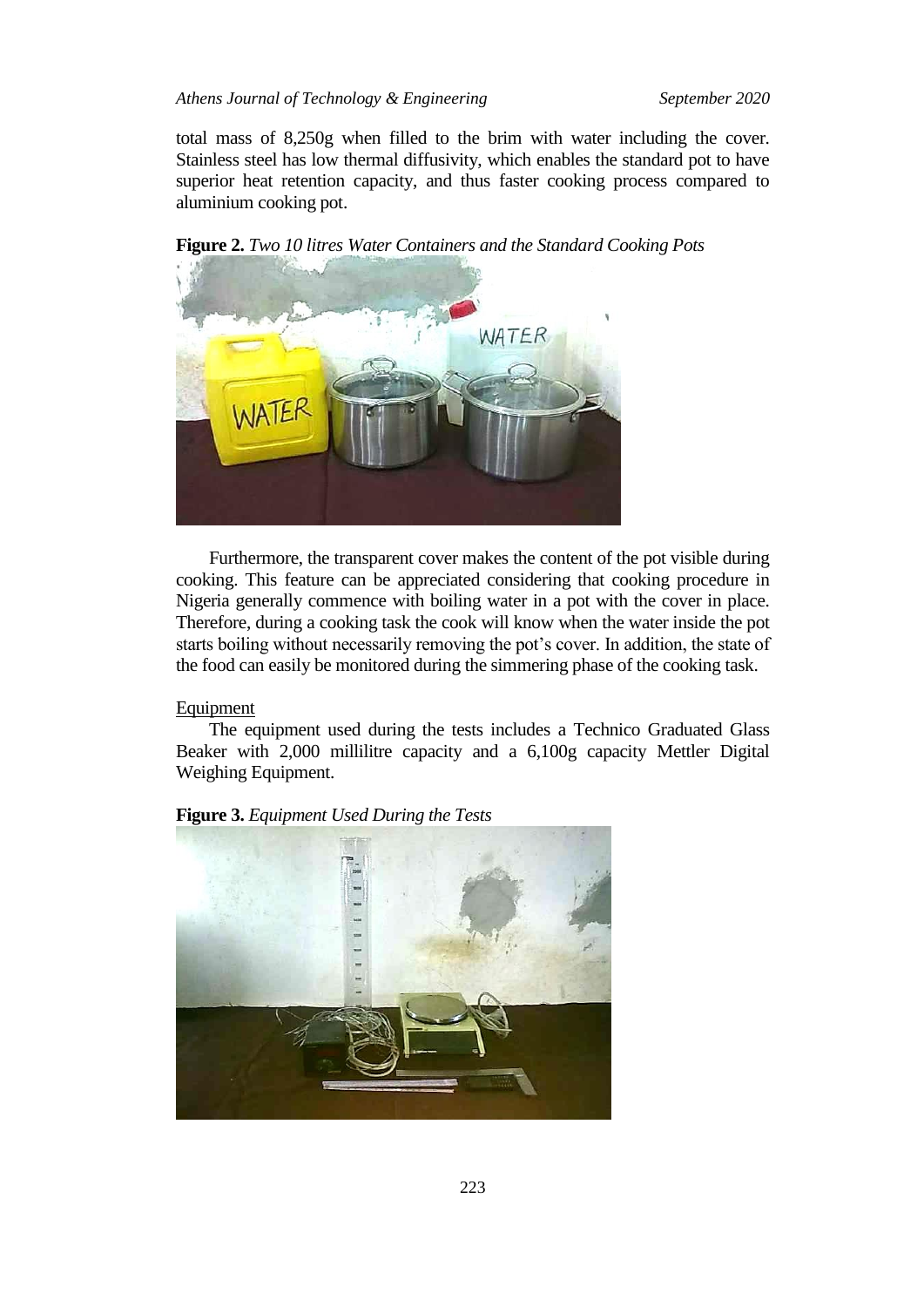total mass of 8,250g when filled to the brim with water including the cover. Stainless steel has low thermal diffusivity, which enables the standard pot to have superior heat retention capacity, and thus faster cooking process compared to aluminium cooking pot.

**Figure 2.** *Two 10 litres Water Containers and the Standard Cooking Pots*

Furthermore, the transparent cover makes the content of the pot visible during cooking. This feature can be appreciated considering that cooking procedure in Nigeria generally commence with boiling water in a pot with the cover in place. Therefore, during a cooking task the cook will know when the water inside the pot starts boiling without necessarily removing the pot's cover. In addition, the state of the food can easily be monitored during the simmering phase of the cooking task.

Equipment

The equipment used during the tests includes a Technico Graduated Glass Beaker with 2,000 millilitre capacity and a 6,100g capacity Mettler Digital Weighing Equipment.

**Figure 3.** *Equipment Used During the Tests*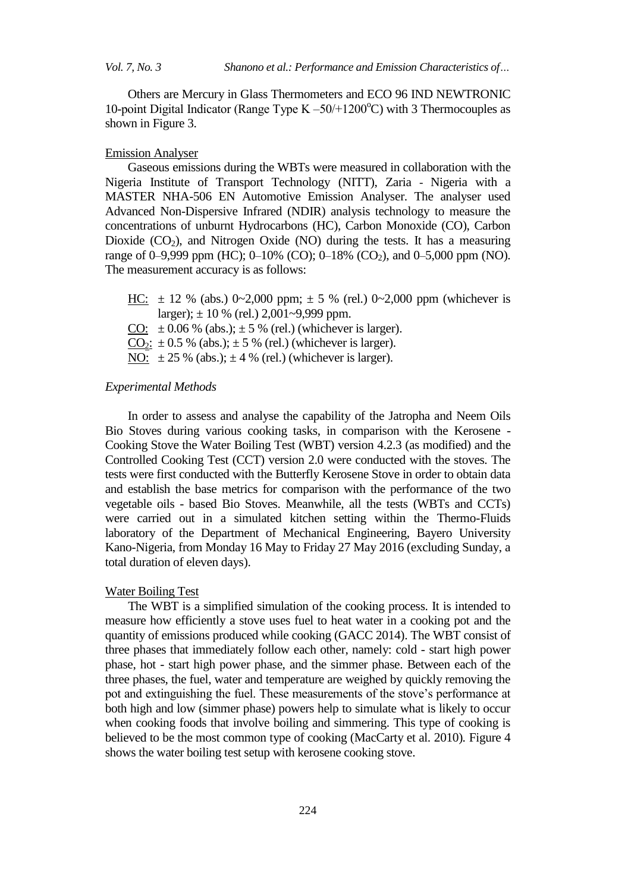Others are Mercury in Glass Thermometers and ECO 96 IND NEWTRONIC 10-point Digital Indicator (Range Type K –50/+1200°C) with 3 Thermocouples as shown in Figure 3.

### Emission Analyser

Gaseous emissions during the WBTs were measured in collaboration with the Nigeria Institute of Transport Technology (NITT), Zaria - Nigeria with a MASTER NHA-506 EN Automotive Emission Analyser. The analyser used Advanced Non-Dispersive Infrared (NDIR) analysis technology to measure the concentrations of unburnt Hydrocarbons (HC), Carbon Monoxide (CO), Carbon Dioxide ($CO_2$), and Nitrogen Oxide (NO) during the tests. It has a measuring range of 0–9,999 ppm (HC); 0–10% (CO); 0–18% ($CO_2$), and 0–5,000 ppm (NO). The measurement accuracy is as follows:

- HC: ± 12 % (abs.) 0~2,000 ppm; ± 5 % (rel.) 0~2,000 ppm (whichever is larger); ± 10 % (rel.) 2,001~9,999 ppm.
- CO: ± 0.06 % (abs.); ± 5 % (rel.) (whichever is larger).
- $CO_2$: ± 0.5 % (abs.); ± 5 % (rel.) (whichever is larger).
- NO: ± 25 % (abs.); ± 4 % (rel.) (whichever is larger).

### *Experimental Methods*

In order to assess and analyse the capability of the Jatropha and Neem Oils Bio Stoves during various cooking tasks, in comparison with the Kerosene - Cooking Stove the Water Boiling Test (WBT) version 4.2.3 (as modified) and the Controlled Cooking Test (CCT) version 2.0 were conducted with the stoves. The tests were first conducted with the Butterfly Kerosene Stove in order to obtain data and establish the base metrics for comparison with the performance of the two vegetable oils - based Bio Stoves. Meanwhile, all the tests (WBTs and CCTs) were carried out in a simulated kitchen setting within the Thermo-Fluids laboratory of the Department of Mechanical Engineering, Bayero University Kano-Nigeria, from Monday 16 May to Friday 27 May 2016 (excluding Sunday, a total duration of eleven days).

### Water Boiling Test

The WBT is a simplified simulation of the cooking process. It is intended to measure how efficiently a stove uses fuel to heat water in a cooking pot and the quantity of emissions produced while cooking (GACC 2014). The WBT consist of three phases that immediately follow each other, namely: cold - start high power phase, hot - start high power phase, and the simmer phase. Between each of the three phases, the fuel, water and temperature are weighed by quickly removing the pot and extinguishing the fuel. These measurements of the stove's performance at both high and low (simmer phase) powers help to simulate what is likely to occur when cooking foods that involve boiling and simmering. This type of cooking is believed to be the most common type of cooking (MacCarty et al. 2010). Figure 4 shows the water boiling test setup with kerosene cooking stove.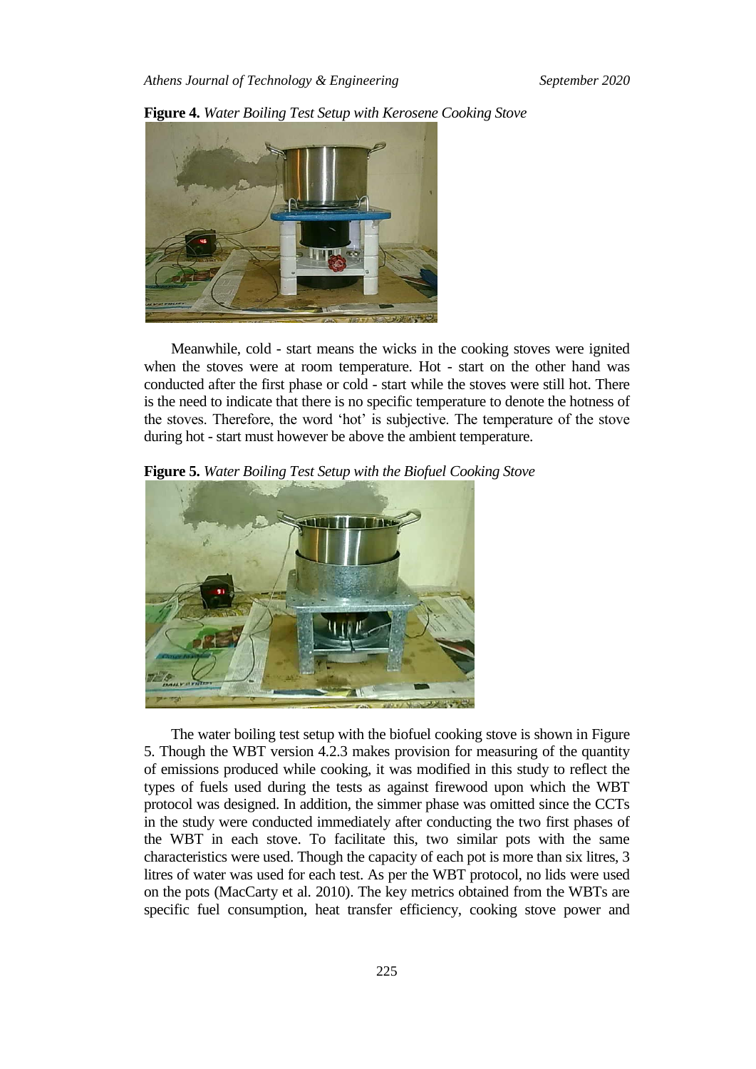**Figure 4.** *Water Boiling Test Setup with Kerosene Cooking Stove*

Meanwhile, cold - start means the wicks in the cooking stoves were ignited when the stoves were at room temperature. Hot - start on the other hand was conducted after the first phase or cold - start while the stoves were still hot. There is the need to indicate that there is no specific temperature to denote the hotness of the stoves. Therefore, the word 'hot' is subjective. The temperature of the stove during hot - start must however be above the ambient temperature.

**Figure 5.** *Water Boiling Test Setup with the Biofuel Cooking Stove*

The water boiling test setup with the biofuel cooking stove is shown in Figure 5. Though the WBT version 4.2.3 makes provision for measuring of the quantity of emissions produced while cooking, it was modified in this study to reflect the types of fuels used during the tests as against firewood upon which the WBT protocol was designed. In addition, the simmer phase was omitted since the CCTs in the study were conducted immediately after conducting the two first phases of the WBT in each stove. To facilitate this, two similar pots with the same characteristics were used. Though the capacity of each pot is more than six litres, 3 litres of water was used for each test. As per the WBT protocol, no lids were used on the pots (MacCarty et al. 2010). The key metrics obtained from the WBTs are specific fuel consumption, heat transfer efficiency, cooking stove power and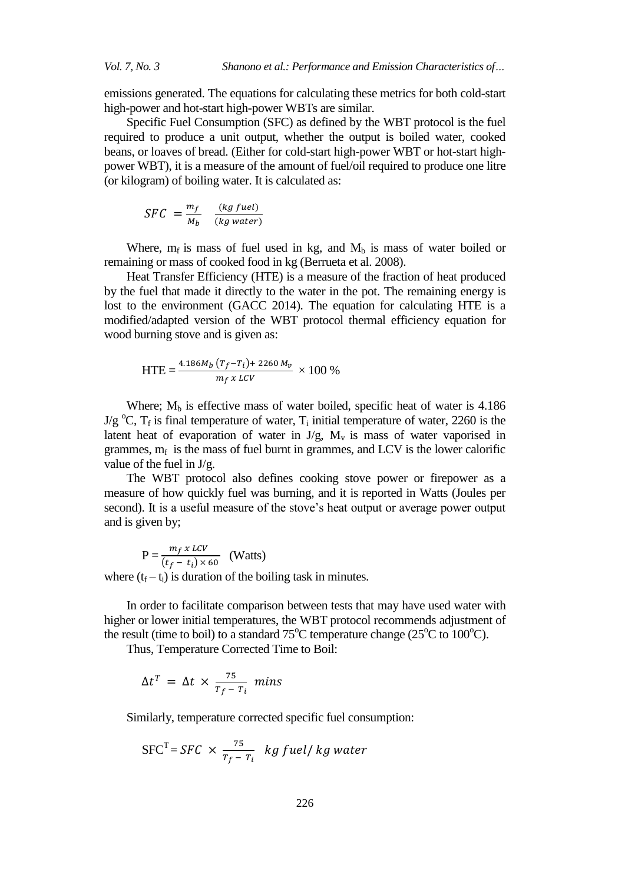emissions generated. The equations for calculating these metrics for both cold-start high-power and hot-start high-power WBTs are similar.

Specific Fuel Consumption (SFC) as defined by the WBT protocol is the fuel required to produce a unit output, whether the output is boiled water, cooked beans, or loaves of bread. (Either for cold-start high-power WBT or hot-start high-power WBT), it is a measure of the amount of fuel/oil required to produce one litre (or kilogram) of boiling water. It is calculated as:

$$SFC = \frac{m_f}{M_b} \quad \frac{(kg\ fuel)}{(kg\ water)}$$

Where, $m_f$ is mass of fuel used in kg, and $M_b$ is mass of water boiled or remaining or mass of cooked food in kg (Berrueta et al. 2008).

Heat Transfer Efficiency (HTE) is a measure of the fraction of heat produced by the fuel that made it directly to the water in the pot. The remaining energy is lost to the environment (GACC 2014). The equation for calculating HTE is a modified/adapted version of the WBT protocol thermal efficiency equation for wood burning stove and is given as:

$$\text{HTE} = \frac{4.186 M_b\,(T_f - T_i) + 2260\,M_v}{m_f \times LCV} \times 100\ \%$$

Where; $M_b$ is effective mass of water boiled, specific heat of water is 4.186 J/g $^{o}$C, $T_f$ is final temperature of water, $T_i$ initial temperature of water, 2260 is the latent heat of evaporation of water in J/g, $M_v$ is mass of water vaporised in grammes, $m_f$ is the mass of fuel burnt in grammes, and LCV is the lower calorific value of the fuel in J/g.

The WBT protocol also defines cooking stove power or firepower as a measure of how quickly fuel was burning, and it is reported in Watts (Joules per second). It is a useful measure of the stove's heat output or average power output and is given by;

$$\text{P} = \frac{m_f \times LCV}{(t_f - t_i) \times 60} \quad \text{(Watts)}$$

where $(t_f - t_i)$ is duration of the boiling task in minutes.

In order to facilitate comparison between tests that may have used water with higher or lower initial temperatures, the WBT protocol recommends adjustment of the result (time to boil) to a standard 75$^{o}$C temperature change (25$^{o}$C to 100$^{o}$C).

Thus, Temperature Corrected Time to Boil:

$$\Delta t^T = \Delta t \times \frac{75}{T_f - T_i}\ mins$$

Similarly, temperature corrected specific fuel consumption:

$$\text{SFC}^{\text{T}} = SFC \times \frac{75}{T_f - T_i} \quad kg\ fuel/\ kg\ water$$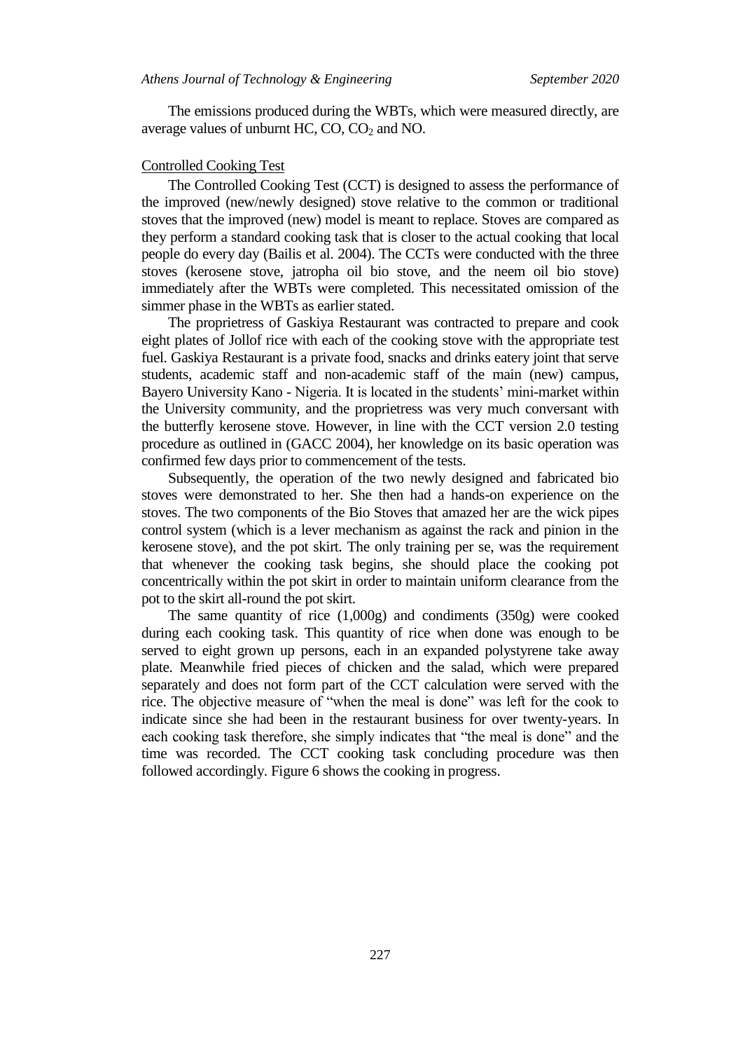The emissions produced during the WBTs, which were measured directly, are average values of unburnt HC, CO, $CO_2$ and NO.

Controlled Cooking Test

The Controlled Cooking Test (CCT) is designed to assess the performance of the improved (new/newly designed) stove relative to the common or traditional stoves that the improved (new) model is meant to replace. Stoves are compared as they perform a standard cooking task that is closer to the actual cooking that local people do every day (Bailis et al. 2004). The CCTs were conducted with the three stoves (kerosene stove, jatropha oil bio stove, and the neem oil bio stove) immediately after the WBTs were completed. This necessitated omission of the simmer phase in the WBTs as earlier stated.

The proprietress of Gaskiya Restaurant was contracted to prepare and cook eight plates of Jollof rice with each of the cooking stove with the appropriate test fuel. Gaskiya Restaurant is a private food, snacks and drinks eatery joint that serve students, academic staff and non-academic staff of the main (new) campus, Bayero University Kano - Nigeria. It is located in the students' mini-market within the University community, and the proprietress was very much conversant with the butterfly kerosene stove. However, in line with the CCT version 2.0 testing procedure as outlined in (GACC 2004), her knowledge on its basic operation was confirmed few days prior to commencement of the tests.

Subsequently, the operation of the two newly designed and fabricated bio stoves were demonstrated to her. She then had a hands-on experience on the stoves. The two components of the Bio Stoves that amazed her are the wick pipes control system (which is a lever mechanism as against the rack and pinion in the kerosene stove), and the pot skirt. The only training per se, was the requirement that whenever the cooking task begins, she should place the cooking pot concentrically within the pot skirt in order to maintain uniform clearance from the pot to the skirt all-round the pot skirt.

The same quantity of rice (1,000g) and condiments (350g) were cooked during each cooking task. This quantity of rice when done was enough to be served to eight grown up persons, each in an expanded polystyrene take away plate. Meanwhile fried pieces of chicken and the salad, which were prepared separately and does not form part of the CCT calculation were served with the rice. The objective measure of "when the meal is done" was left for the cook to indicate since she had been in the restaurant business for over twenty-years. In each cooking task therefore, she simply indicates that "the meal is done" and the time was recorded. The CCT cooking task concluding procedure was then followed accordingly. Figure 6 shows the cooking in progress.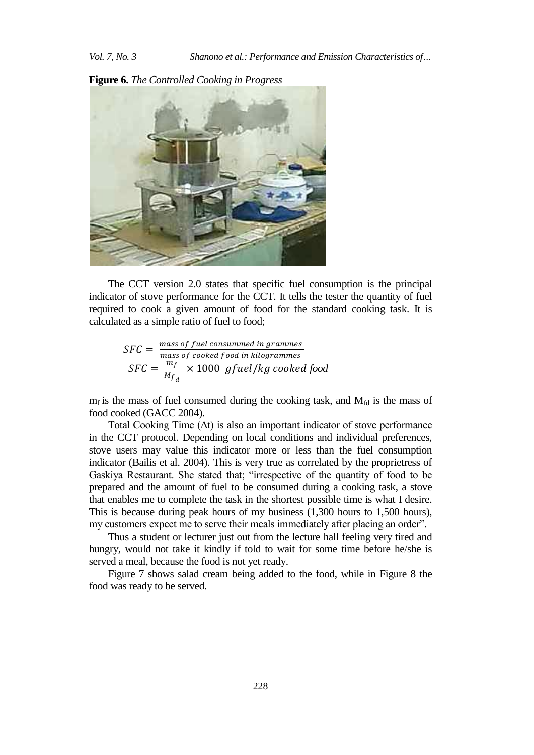**Figure 6.** *The Controlled Cooking in Progress*

The CCT version 2.0 states that specific fuel consumption is the principal indicator of stove performance for the CCT. It tells the tester the quantity of fuel required to cook a given amount of food for the standard cooking task. It is calculated as a simple ratio of fuel to food;

$$SFC = \frac{mass\ of\ fuel\ consummed\ in\ grammes}{mass\ of\ cooked\ food\ in\ kilogrammes}$$

$$SFC = \frac{m_f}{M_{f_d}} \times 1000\ \ gfuel/kg\ cooked\ food$$

$m_f$ is the mass of fuel consumed during the cooking task, and $M_{fd}$ is the mass of food cooked (GACC 2004).

Total Cooking Time ($\Delta t$) is also an important indicator of stove performance in the CCT protocol. Depending on local conditions and individual preferences, stove users may value this indicator more or less than the fuel consumption indicator (Bailis et al. 2004). This is very true as correlated by the proprietress of Gaskiya Restaurant. She stated that; "irrespective of the quantity of food to be prepared and the amount of fuel to be consumed during a cooking task, a stove that enables me to complete the task in the shortest possible time is what I desire. This is because during peak hours of my business (1,300 hours to 1,500 hours), my customers expect me to serve their meals immediately after placing an order".

Thus a student or lecturer just out from the lecture hall feeling very tired and hungry, would not take it kindly if told to wait for some time before he/she is served a meal, because the food is not yet ready.

Figure 7 shows salad cream being added to the food, while in Figure 8 the food was ready to be served.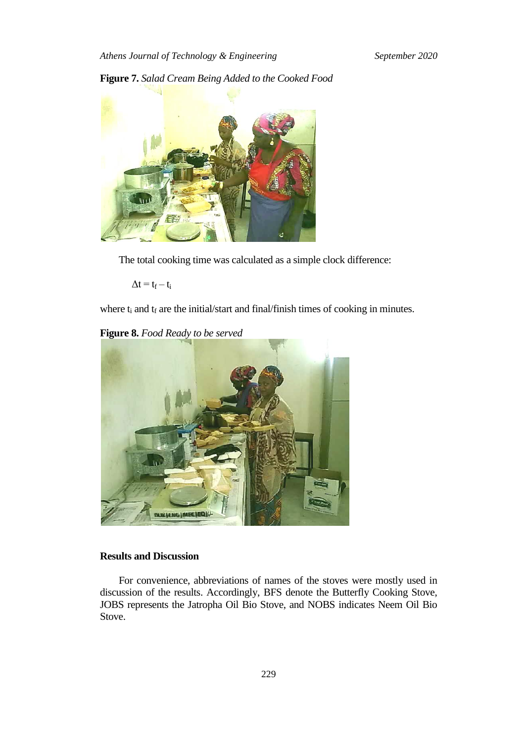**Figure 7.** *Salad Cream Being Added to the Cooked Food*

The total cooking time was calculated as a simple clock difference:

$$\Delta t = t_f - t_i$$

where $t_i$ and $t_f$ are the initial/start and final/finish times of cooking in minutes.

**Figure 8.** *Food Ready to be served*

## Results and Discussion

For convenience, abbreviations of names of the stoves were mostly used in discussion of the results. Accordingly, BFS denote the Butterfly Cooking Stove, JOBS represents the Jatropha Oil Bio Stove, and NOBS indicates Neem Oil Bio Stove.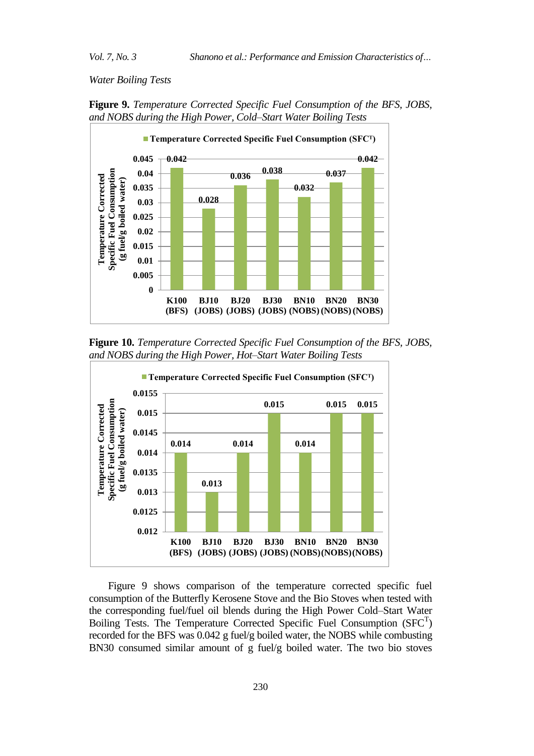*Water Boiling Tests*

**Figure 9.** *Temperature Corrected Specific Fuel Consumption of the BFS, JOBS, and NOBS during the High Power, Cold–Start Water Boiling Tests*

| Stove/Fuel | Temperature Corrected Specific Fuel Consumption ($SFC^T$) (g fuel/g boiled water) |
| --- | --- |
| K100 (BFS) | 0.042 |
| BJ10 (JOBS) | 0.028 |
| BJ20 (JOBS) | 0.036 |
| BJ30 (JOBS) | 0.038 |
| BN10 (NOBS) | 0.032 |
| BN20 (NOBS) | 0.037 |
| BN30 (NOBS) | 0.042 |

**Figure 10.** *Temperature Corrected Specific Fuel Consumption of the BFS, JOBS, and NOBS during the High Power, Hot–Start Water Boiling Tests*

| Stove/Fuel | Temperature Corrected Specific Fuel Consumption ($SFC^T$) (g fuel/g boiled water) |
| --- | --- |
| K100 (BFS) | 0.014 |
| BJ10 (JOBS) | 0.013 |
| BJ20 (JOBS) | 0.014 |
| BJ30 (JOBS) | 0.015 |
| BN10 (NOBS) | 0.014 |
| BN20 (NOBS) | 0.015 |
| BN30 (NOBS) | 0.015 |

Figure 9 shows comparison of the temperature corrected specific fuel consumption of the Butterfly Kerosene Stove and the Bio Stoves when tested with the corresponding fuel/fuel oil blends during the High Power Cold–Start Water Boiling Tests. The Temperature Corrected Specific Fuel Consumption ($SFC^T$) recorded for the BFS was 0.042 g fuel/g boiled water, the NOBS while combusting BN30 consumed similar amount of g fuel/g boiled water. The two bio stoves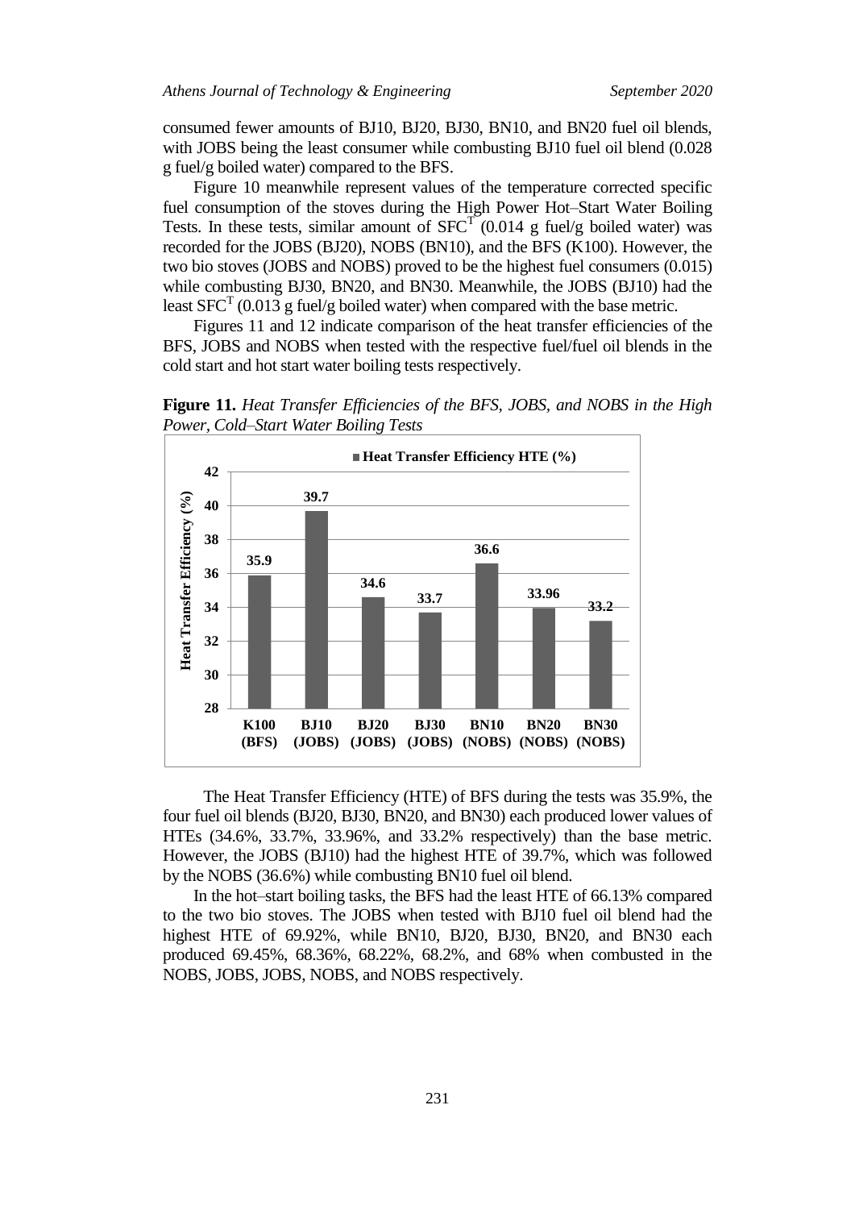consumed fewer amounts of BJ10, BJ20, BJ30, BN10, and BN20 fuel oil blends, with JOBS being the least consumer while combusting BJ10 fuel oil blend (0.028 g fuel/g boiled water) compared to the BFS.

Figure 10 meanwhile represent values of the temperature corrected specific fuel consumption of the stoves during the High Power Hot–Start Water Boiling Tests. In these tests, similar amount of $SFC^T$ (0.014 g fuel/g boiled water) was recorded for the JOBS (BJ20), NOBS (BN10), and the BFS (K100). However, the two bio stoves (JOBS and NOBS) proved to be the highest fuel consumers (0.015) while combusting BJ30, BN20, and BN30. Meanwhile, the JOBS (BJ10) had the least $SFC^T$ (0.013 g fuel/g boiled water) when compared with the base metric.

Figures 11 and 12 indicate comparison of the heat transfer efficiencies of the BFS, JOBS and NOBS when tested with the respective fuel/fuel oil blends in the cold start and hot start water boiling tests respectively.

**Figure 11.** *Heat Transfer Efficiencies of the BFS, JOBS, and NOBS in the High Power, Cold–Start Water Boiling Tests*

| | K100 (BFS) | BJ10 (JOBS) | BJ20 (JOBS) | BJ30 (JOBS) | BN10 (NOBS) | BN20 (NOBS) | BN30 (NOBS) |
|---|---|---|---|---|---|---|---|
| Heat Transfer Efficiency HTE (%) | 35.9 | 39.7 | 34.6 | 33.7 | 36.6 | 33.96 | 33.2 |

The Heat Transfer Efficiency (HTE) of BFS during the tests was 35.9%, the four fuel oil blends (BJ20, BJ30, BN20, and BN30) each produced lower values of HTEs (34.6%, 33.7%, 33.96%, and 33.2% respectively) than the base metric. However, the JOBS (BJ10) had the highest HTE of 39.7%, which was followed by the NOBS (36.6%) while combusting BN10 fuel oil blend.

In the hot–start boiling tasks, the BFS had the least HTE of 66.13% compared to the two bio stoves. The JOBS when tested with BJ10 fuel oil blend had the highest HTE of 69.92%, while BN10, BJ20, BJ30, BN20, and BN30 each produced 69.45%, 68.36%, 68.22%, 68.2%, and 68% when combusted in the NOBS, JOBS, JOBS, NOBS, and NOBS respectively.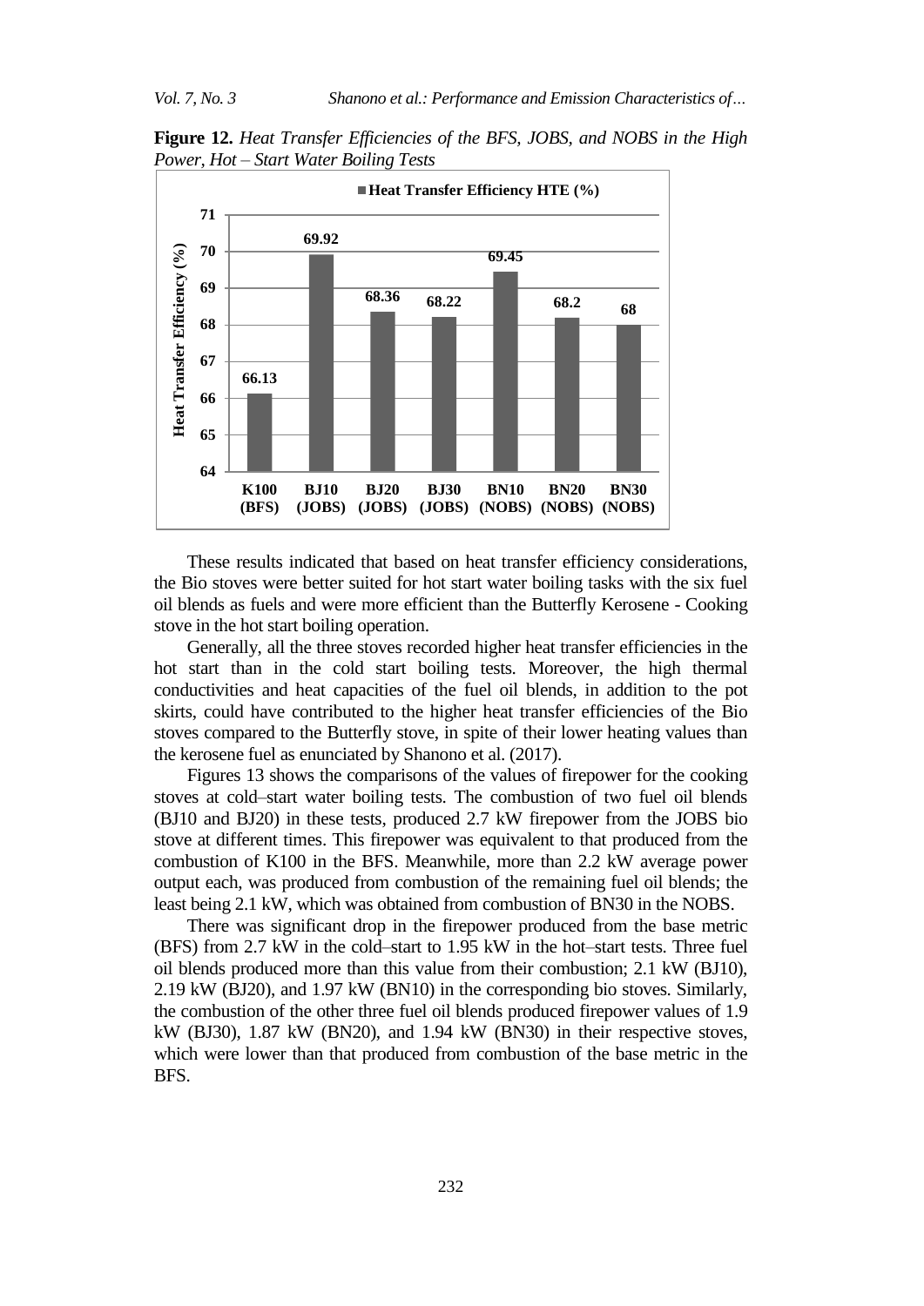**Figure 12.** *Heat Transfer Efficiencies of the BFS, JOBS, and NOBS in the High Power, Hot – Start Water Boiling Tests*

| | K100 (BFS) | BJ10 (JOBS) | BJ20 (JOBS) | BJ30 (JOBS) | BN10 (NOBS) | BN20 (NOBS) | BN30 (NOBS) |
|---|---|---|---|---|---|---|---|
| Heat Transfer Efficiency HTE (%) | 66.13 | 69.92 | 68.36 | 68.22 | 69.45 | 68.2 | 68 |

These results indicated that based on heat transfer efficiency considerations, the Bio stoves were better suited for hot start water boiling tasks with the six fuel oil blends as fuels and were more efficient than the Butterfly Kerosene - Cooking stove in the hot start boiling operation.

Generally, all the three stoves recorded higher heat transfer efficiencies in the hot start than in the cold start boiling tests. Moreover, the high thermal conductivities and heat capacities of the fuel oil blends, in addition to the pot skirts, could have contributed to the higher heat transfer efficiencies of the Bio stoves compared to the Butterfly stove, in spite of their lower heating values than the kerosene fuel as enunciated by Shanono et al. (2017).

Figures 13 shows the comparisons of the values of firepower for the cooking stoves at cold–start water boiling tests. The combustion of two fuel oil blends (BJ10 and BJ20) in these tests, produced 2.7 kW firepower from the JOBS bio stove at different times. This firepower was equivalent to that produced from the combustion of K100 in the BFS. Meanwhile, more than 2.2 kW average power output each, was produced from combustion of the remaining fuel oil blends; the least being 2.1 kW, which was obtained from combustion of BN30 in the NOBS.

There was significant drop in the firepower produced from the base metric (BFS) from 2.7 kW in the cold–start to 1.95 kW in the hot–start tests. Three fuel oil blends produced more than this value from their combustion; 2.1 kW (BJ10), 2.19 kW (BJ20), and 1.97 kW (BN10) in the corresponding bio stoves. Similarly, the combustion of the other three fuel oil blends produced firepower values of 1.9 kW (BJ30), 1.87 kW (BN20), and 1.94 kW (BN30) in their respective stoves, which were lower than that produced from combustion of the base metric in the BFS.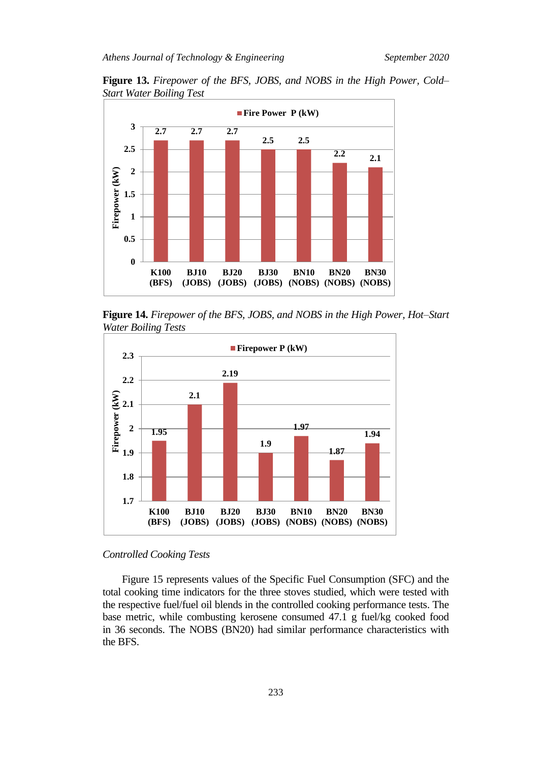**Figure 13.** *Firepower of the BFS, JOBS, and NOBS in the High Power, Cold–Start Water Boiling Test*

| | Fire Power P (kW) |
|---|---|
| K100 (BFS) | 2.7 |
| BJ10 (JOBS) | 2.7 |
| BJ20 (JOBS) | 2.7 |
| BJ30 (JOBS) | 2.5 |
| BN10 (NOBS) | 2.5 |
| BN20 (NOBS) | 2.2 |
| BN30 (NOBS) | 2.1 |

**Figure 14.** *Firepower of the BFS, JOBS, and NOBS in the High Power, Hot–Start Water Boiling Tests*

| | Firepower P (kW) |
|---|---|
| K100 (BFS) | 1.95 |
| BJ10 (JOBS) | 2.1 |
| BJ20 (JOBS) | 2.19 |
| BJ30 (JOBS) | 1.9 |
| BN10 (NOBS) | 1.97 |
| BN20 (NOBS) | 1.87 |
| BN30 (NOBS) | 1.94 |

*Controlled Cooking Tests*

Figure 15 represents values of the Specific Fuel Consumption (SFC) and the total cooking time indicators for the three stoves studied, which were tested with the respective fuel/fuel oil blends in the controlled cooking performance tests. The base metric, while combusting kerosene consumed 47.1 g fuel/kg cooked food in 36 seconds. The NOBS (BN20) had similar performance characteristics with the BFS.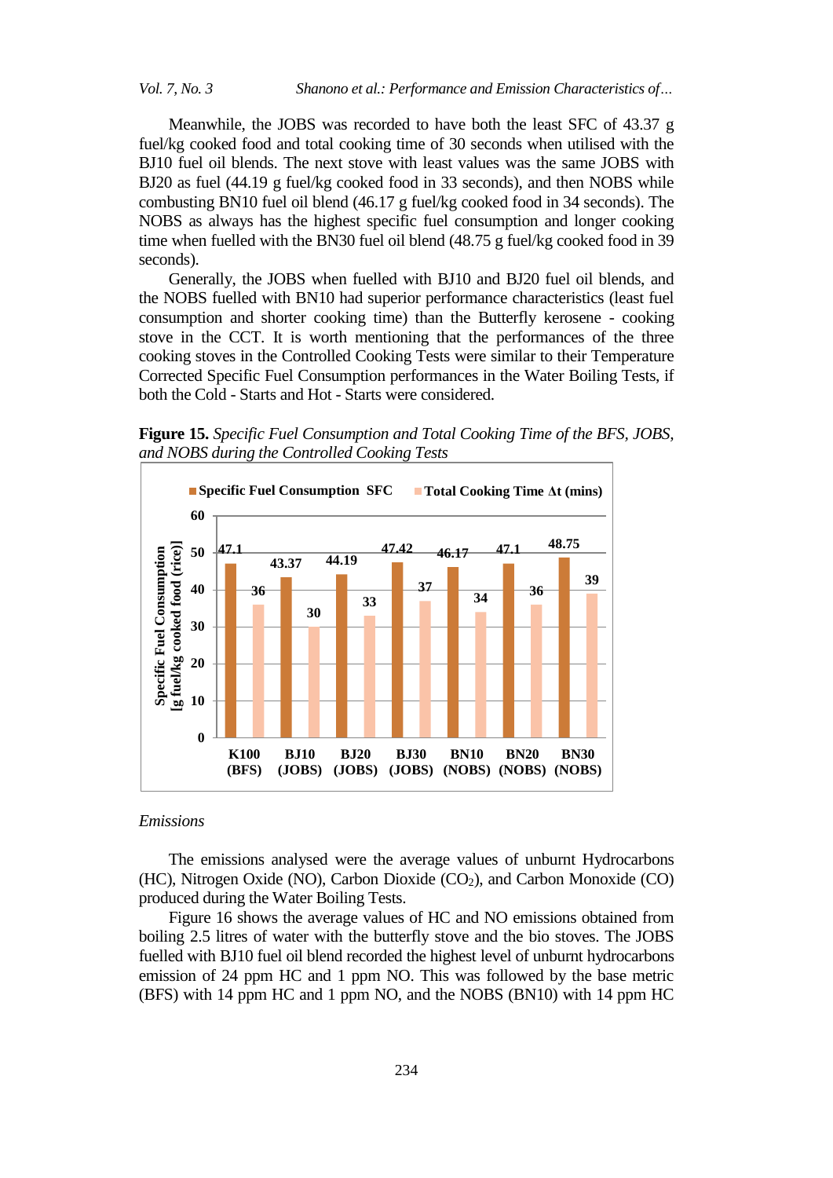Meanwhile, the JOBS was recorded to have both the least SFC of 43.37 g fuel/kg cooked food and total cooking time of 30 seconds when utilised with the BJ10 fuel oil blends. The next stove with least values was the same JOBS with BJ20 as fuel (44.19 g fuel/kg cooked food in 33 seconds), and then NOBS while combusting BN10 fuel oil blend (46.17 g fuel/kg cooked food in 34 seconds). The NOBS as always has the highest specific fuel consumption and longer cooking time when fuelled with the BN30 fuel oil blend (48.75 g fuel/kg cooked food in 39 seconds).

Generally, the JOBS when fuelled with BJ10 and BJ20 fuel oil blends, and the NOBS fuelled with BN10 had superior performance characteristics (least fuel consumption and shorter cooking time) than the Butterfly kerosene - cooking stove in the CCT. It is worth mentioning that the performances of the three cooking stoves in the Controlled Cooking Tests were similar to their Temperature Corrected Specific Fuel Consumption performances in the Water Boiling Tests, if both the Cold - Starts and Hot - Starts were considered.

**Figure 15.** *Specific Fuel Consumption and Total Cooking Time of the BFS, JOBS, and NOBS during the Controlled Cooking Tests*

| Fuel (Stove) | Specific Fuel Consumption SFC [g fuel/kg cooked food (rice)] | Total Cooking Time Δt (mins) |
|---|---|---|
| K100 (BFS) | 47.1 | 36 |
| BJ10 (JOBS) | 43.37 | 30 |
| BJ20 (JOBS) | 44.19 | 33 |
| BJ30 (JOBS) | 47.42 | 37 |
| BN10 (NOBS) | 46.17 | 34 |
| BN20 (NOBS) | 47.1 | 36 |
| BN30 (NOBS) | 48.75 | 39 |

*Emissions*

The emissions analysed were the average values of unburnt Hydrocarbons (HC), Nitrogen Oxide (NO), Carbon Dioxide ($CO_2$), and Carbon Monoxide (CO) produced during the Water Boiling Tests.

Figure 16 shows the average values of HC and NO emissions obtained from boiling 2.5 litres of water with the butterfly stove and the bio stoves. The JOBS fuelled with BJ10 fuel oil blend recorded the highest level of unburnt hydrocarbons emission of 24 ppm HC and 1 ppm NO. This was followed by the base metric (BFS) with 14 ppm HC and 1 ppm NO, and the NOBS (BN10) with 14 ppm HC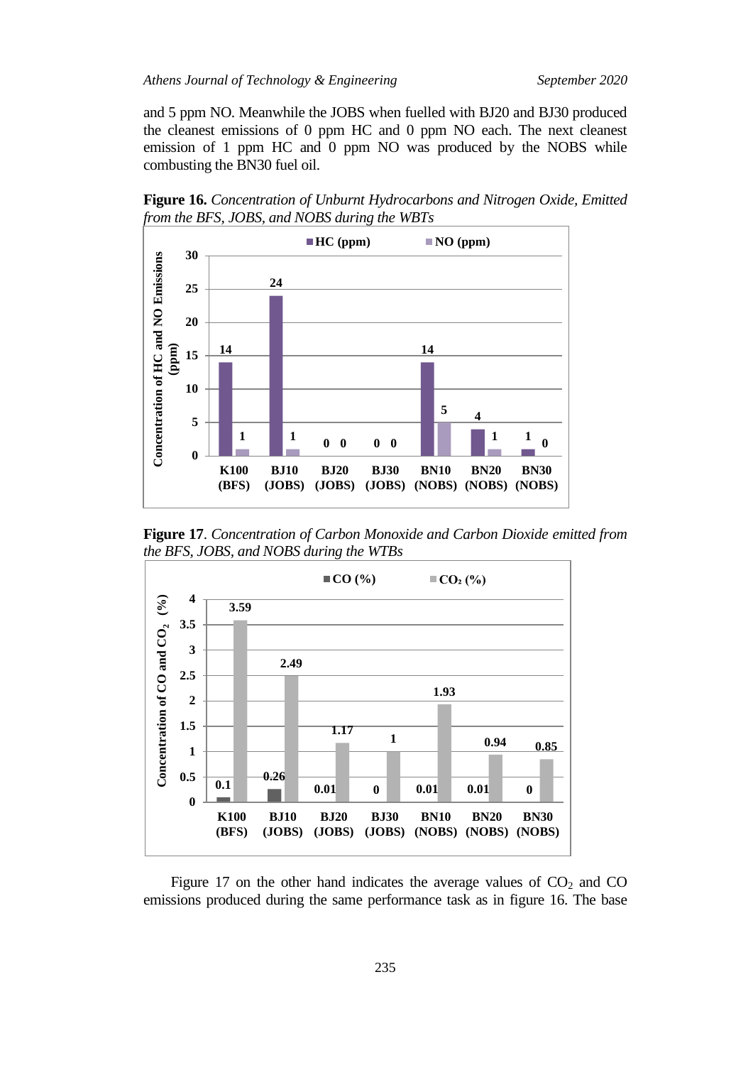and 5 ppm NO. Meanwhile the JOBS when fuelled with BJ20 and BJ30 produced the cleanest emissions of 0 ppm HC and 0 ppm NO each. The next cleanest emission of 1 ppm HC and 0 ppm NO was produced by the NOBS while combusting the BN30 fuel oil.

**Figure 16.** *Concentration of Unburnt Hydrocarbons and Nitrogen Oxide, Emitted from the BFS, JOBS, and NOBS during the WBTs*

| | K100 (BFS) | BJ10 (JOBS) | BJ20 (JOBS) | BJ30 (JOBS) | BN10 (NOBS) | BN20 (NOBS) | BN30 (NOBS) |
|---|---|---|---|---|---|---|---|
| HC (ppm) | 14 | 24 | 0 | 0 | 14 | 4 | 1 |
| NO (ppm) | 1 | 1 | 0 | 0 | 5 | 1 | 0 |

**Figure 17**. *Concentration of Carbon Monoxide and Carbon Dioxide emitted from the BFS, JOBS, and NOBS during the WTBs*

| | K100 (BFS) | BJ10 (JOBS) | BJ20 (JOBS) | BJ30 (JOBS) | BN10 (NOBS) | BN20 (NOBS) | BN30 (NOBS) |
|---|---|---|---|---|---|---|---|
| CO (%) | 0.1 | 0.26 | 0.01 | 0 | 0.01 | 0.01 | 0 |
| $CO_2$ (%) | 3.59 | 2.49 | 1.17 | 1 | 1.93 | 0.94 | 0.85 |

Figure 17 on the other hand indicates the average values of $CO_2$ and CO emissions produced during the same performance task as in figure 16. The base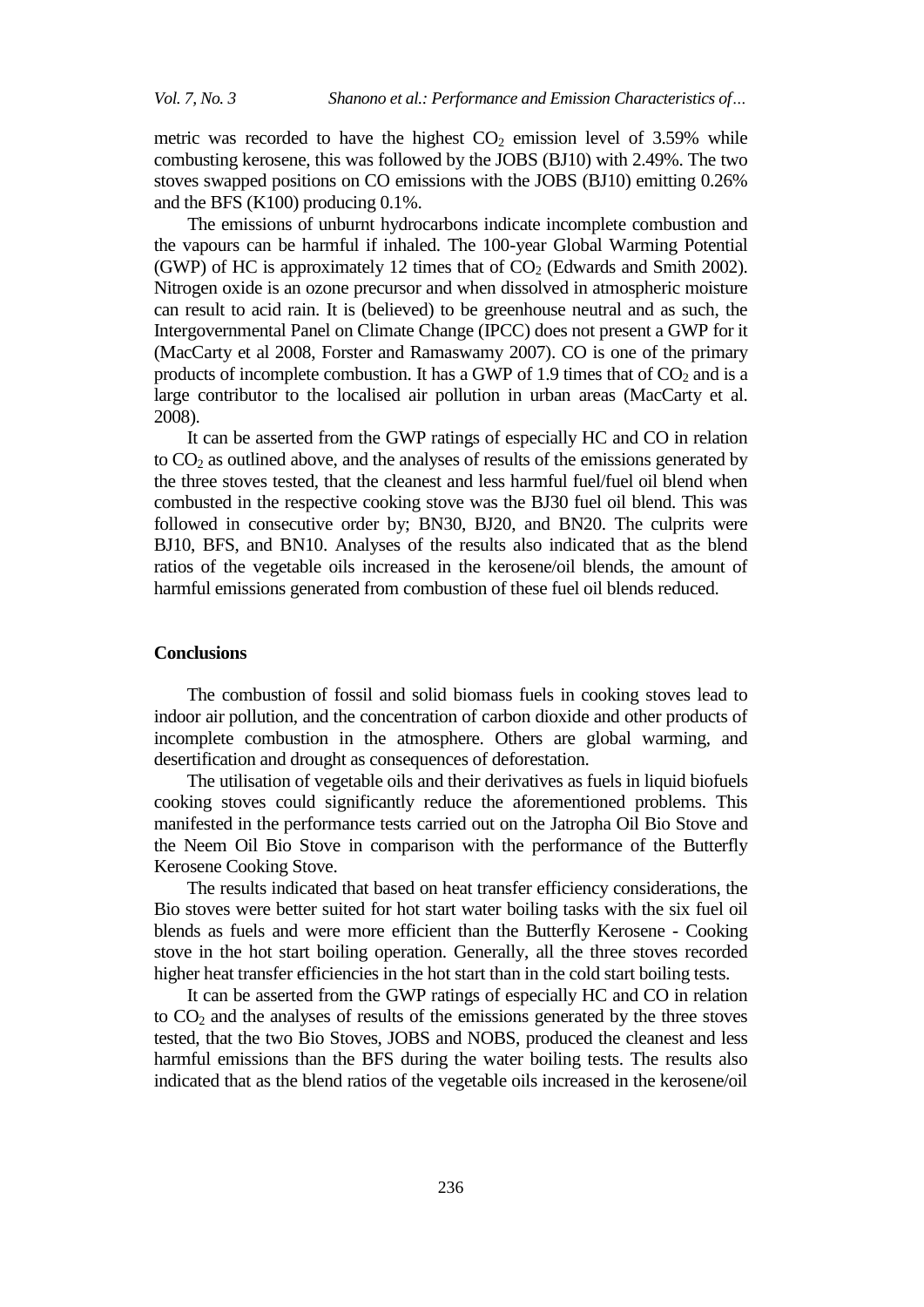metric was recorded to have the highest $CO_2$ emission level of 3.59% while combusting kerosene, this was followed by the JOBS (BJ10) with 2.49%. The two stoves swapped positions on CO emissions with the JOBS (BJ10) emitting 0.26% and the BFS (K100) producing 0.1%.

The emissions of unburnt hydrocarbons indicate incomplete combustion and the vapours can be harmful if inhaled. The 100-year Global Warming Potential (GWP) of HC is approximately 12 times that of $CO_2$ (Edwards and Smith 2002). Nitrogen oxide is an ozone precursor and when dissolved in atmospheric moisture can result to acid rain. It is (believed) to be greenhouse neutral and as such, the Intergovernmental Panel on Climate Change (IPCC) does not present a GWP for it (MacCarty et al 2008, Forster and Ramaswamy 2007). CO is one of the primary products of incomplete combustion. It has a GWP of 1.9 times that of $CO_2$ and is a large contributor to the localised air pollution in urban areas (MacCarty et al. 2008).

It can be asserted from the GWP ratings of especially HC and CO in relation to $CO_2$ as outlined above, and the analyses of results of the emissions generated by the three stoves tested, that the cleanest and less harmful fuel/fuel oil blend when combusted in the respective cooking stove was the BJ30 fuel oil blend. This was followed in consecutive order by; BN30, BJ20, and BN20. The culprits were BJ10, BFS, and BN10. Analyses of the results also indicated that as the blend ratios of the vegetable oils increased in the kerosene/oil blends, the amount of harmful emissions generated from combustion of these fuel oil blends reduced.

## Conclusions

The combustion of fossil and solid biomass fuels in cooking stoves lead to indoor air pollution, and the concentration of carbon dioxide and other products of incomplete combustion in the atmosphere. Others are global warming, and desertification and drought as consequences of deforestation.

The utilisation of vegetable oils and their derivatives as fuels in liquid biofuels cooking stoves could significantly reduce the aforementioned problems. This manifested in the performance tests carried out on the Jatropha Oil Bio Stove and the Neem Oil Bio Stove in comparison with the performance of the Butterfly Kerosene Cooking Stove.

The results indicated that based on heat transfer efficiency considerations, the Bio stoves were better suited for hot start water boiling tasks with the six fuel oil blends as fuels and were more efficient than the Butterfly Kerosene - Cooking stove in the hot start boiling operation. Generally, all the three stoves recorded higher heat transfer efficiencies in the hot start than in the cold start boiling tests.

It can be asserted from the GWP ratings of especially HC and CO in relation to $CO_2$ and the analyses of results of the emissions generated by the three stoves tested, that the two Bio Stoves, JOBS and NOBS, produced the cleanest and less harmful emissions than the BFS during the water boiling tests. The results also indicated that as the blend ratios of the vegetable oils increased in the kerosene/oil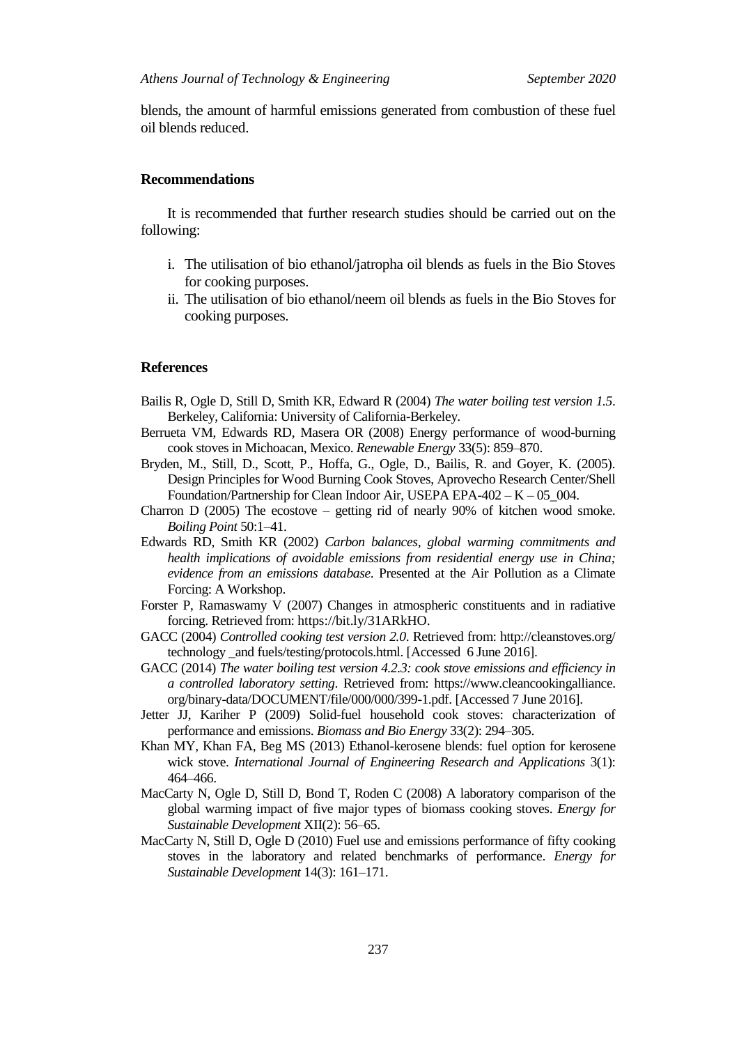blends, the amount of harmful emissions generated from combustion of these fuel oil blends reduced.

## Recommendations

It is recommended that further research studies should be carried out on the following:

i. The utilisation of bio ethanol/jatropha oil blends as fuels in the Bio Stoves for cooking purposes.
ii. The utilisation of bio ethanol/neem oil blends as fuels in the Bio Stoves for cooking purposes.

## References

Bailis R, Ogle D, Still D, Smith KR, Edward R (2004) *The water boiling test version 1.5*. Berkeley, California: University of California-Berkeley.

Berrueta VM, Edwards RD, Masera OR (2008) Energy performance of wood-burning cook stoves in Michoacan, Mexico. *Renewable Energy* 33(5): 859–870.

Bryden, M., Still, D., Scott, P., Hoffa, G., Ogle, D., Bailis, R. and Goyer, K. (2005). Design Principles for Wood Burning Cook Stoves, Aprovecho Research Center/Shell Foundation/Partnership for Clean Indoor Air, USEPA EPA-402 – K – 05_004.

Charron D (2005) The ecostove – getting rid of nearly 90% of kitchen wood smoke. *Boiling Point* 50:1–41.

Edwards RD, Smith KR (2002) *Carbon balances, global warming commitments and health implications of avoidable emissions from residential energy use in China; evidence from an emissions database*. Presented at the Air Pollution as a Climate Forcing: A Workshop.

Forster P, Ramaswamy V (2007) Changes in atmospheric constituents and in radiative forcing. Retrieved from: https://bit.ly/31ARkHO.

GACC (2004) *Controlled cooking test version 2.0*. Retrieved from: http://cleanstoves.org/technology _and fuels/testing/protocols.html. [Accessed 6 June 2016].

GACC (2014) *The water boiling test version 4.2.3: cook stove emissions and efficiency in a controlled laboratory setting*. Retrieved from: https://www.cleancookingalliance.org/binary-data/DOCUMENT/file/000/000/399-1.pdf. [Accessed 7 June 2016].

Jetter JJ, Kariher P (2009) Solid-fuel household cook stoves: characterization of performance and emissions. *Biomass and Bio Energy* 33(2): 294–305.

Khan MY, Khan FA, Beg MS (2013) Ethanol-kerosene blends: fuel option for kerosene wick stove. *International Journal of Engineering Research and Applications* 3(1): 464–466.

MacCarty N, Ogle D, Still D, Bond T, Roden C (2008) A laboratory comparison of the global warming impact of five major types of biomass cooking stoves. *Energy for Sustainable Development* XII(2): 56–65.

MacCarty N, Still D, Ogle D (2010) Fuel use and emissions performance of fifty cooking stoves in the laboratory and related benchmarks of performance. *Energy for Sustainable Development* 14(3): 161–171.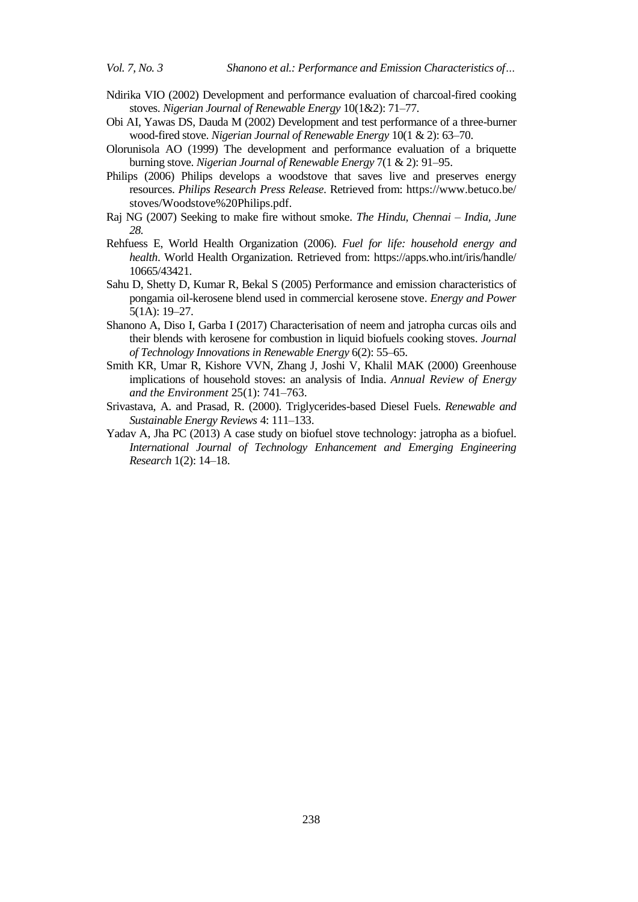Ndirika VIO (2002) Development and performance evaluation of charcoal-fired cooking stoves. *Nigerian Journal of Renewable Energy* 10(1&2): 71–77.

Obi AI, Yawas DS, Dauda M (2002) Development and test performance of a three-burner wood-fired stove. *Nigerian Journal of Renewable Energy* 10(1 & 2): 63–70.

Olorunisola AO (1999) The development and performance evaluation of a briquette burning stove. *Nigerian Journal of Renewable Energy* 7(1 & 2): 91–95.

Philips (2006) Philips develops a woodstove that saves live and preserves energy resources. *Philips Research Press Release*. Retrieved from: https://www.betuco.be/stoves/Woodstove%20Philips.pdf.

Raj NG (2007) Seeking to make fire without smoke. *The Hindu, Chennai – India, June 28.*

Rehfuess E, World Health Organization (2006). *Fuel for life: household energy and health*. World Health Organization. Retrieved from: https://apps.who.int/iris/handle/10665/43421.

Sahu D, Shetty D, Kumar R, Bekal S (2005) Performance and emission characteristics of pongamia oil-kerosene blend used in commercial kerosene stove. *Energy and Power* 5(1A): 19–27.

Shanono A, Diso I, Garba I (2017) Characterisation of neem and jatropha curcas oils and their blends with kerosene for combustion in liquid biofuels cooking stoves. *Journal of Technology Innovations in Renewable Energy* 6(2): 55–65.

Smith KR, Umar R, Kishore VVN, Zhang J, Joshi V, Khalil MAK (2000) Greenhouse implications of household stoves: an analysis of India. *Annual Review of Energy and the Environment* 25(1): 741–763.

Srivastava, A. and Prasad, R. (2000). Triglycerides-based Diesel Fuels. *Renewable and Sustainable Energy Reviews* 4: 111–133.

Yadav A, Jha PC (2013) A case study on biofuel stove technology: jatropha as a biofuel. *International Journal of Technology Enhancement and Emerging Engineering Research* 1(2): 14–18.